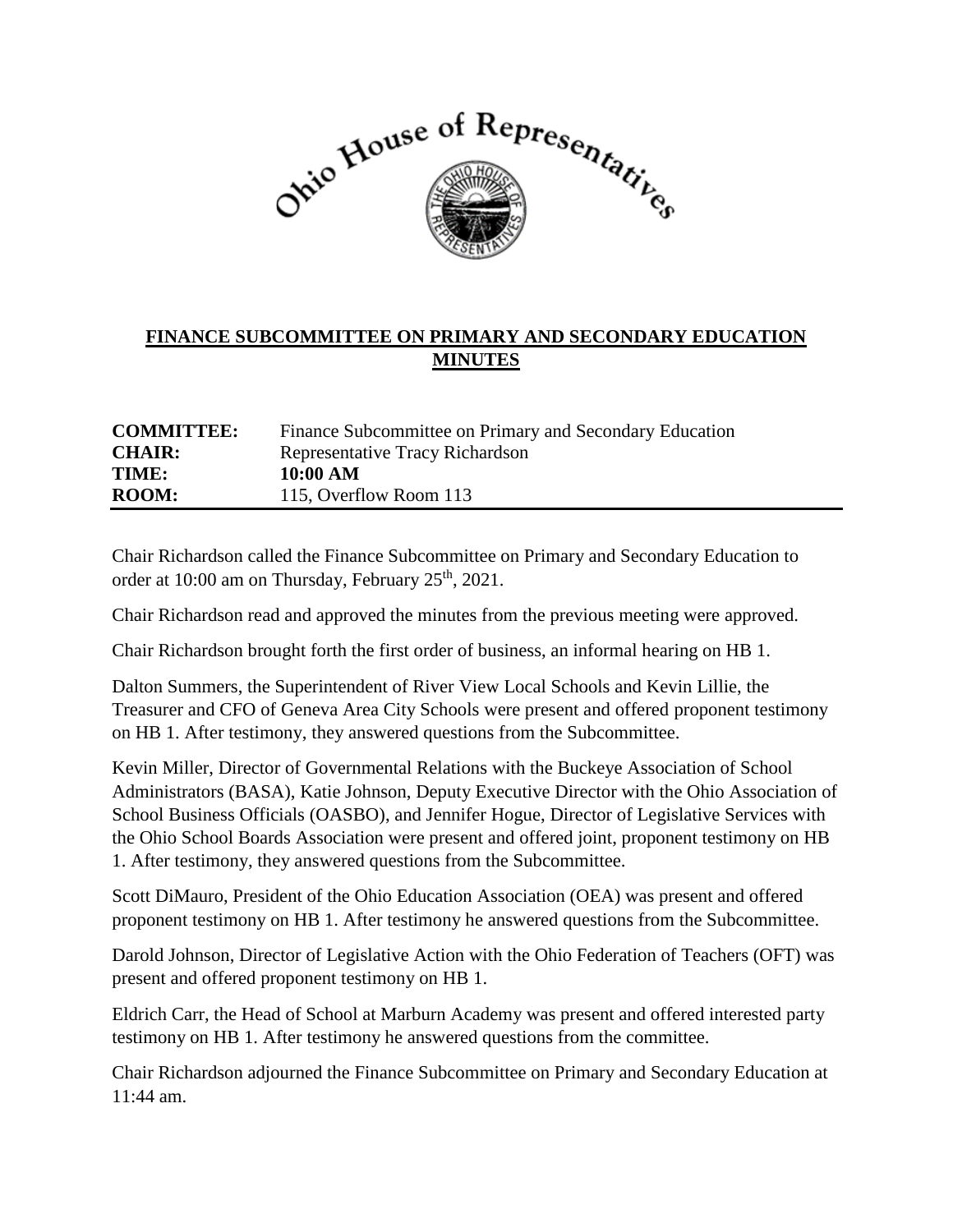Ohio House of Representatives

## FINANCE SUBCOMMITTEE ON PRIMARY AND SECONDARY EDUCATION MINUTES

| | |
|---|---|
| **COMMITTEE:** | Finance Subcommittee on Primary and Secondary Education |
| **CHAIR:** | Representative Tracy Richardson |
| **TIME:** | **10:00 AM** |
| **ROOM:** | 115, Overflow Room 113 |

Chair Richardson called the Finance Subcommittee on Primary and Secondary Education to order at 10:00 am on Thursday, February 25th, 2021.

Chair Richardson read and approved the minutes from the previous meeting were approved.

Chair Richardson brought forth the first order of business, an informal hearing on HB 1.

Dalton Summers, the Superintendent of River View Local Schools and Kevin Lillie, the Treasurer and CFO of Geneva Area City Schools were present and offered proponent testimony on HB 1. After testimony, they answered questions from the Subcommittee.

Kevin Miller, Director of Governmental Relations with the Buckeye Association of School Administrators (BASA), Katie Johnson, Deputy Executive Director with the Ohio Association of School Business Officials (OASBO), and Jennifer Hogue, Director of Legislative Services with the Ohio School Boards Association were present and offered joint, proponent testimony on HB 1. After testimony, they answered questions from the Subcommittee.

Scott DiMauro, President of the Ohio Education Association (OEA) was present and offered proponent testimony on HB 1. After testimony he answered questions from the Subcommittee.

Darold Johnson, Director of Legislative Action with the Ohio Federation of Teachers (OFT) was present and offered proponent testimony on HB 1.

Eldrich Carr, the Head of School at Marburn Academy was present and offered interested party testimony on HB 1. After testimony he answered questions from the committee.

Chair Richardson adjourned the Finance Subcommittee on Primary and Secondary Education at 11:44 am.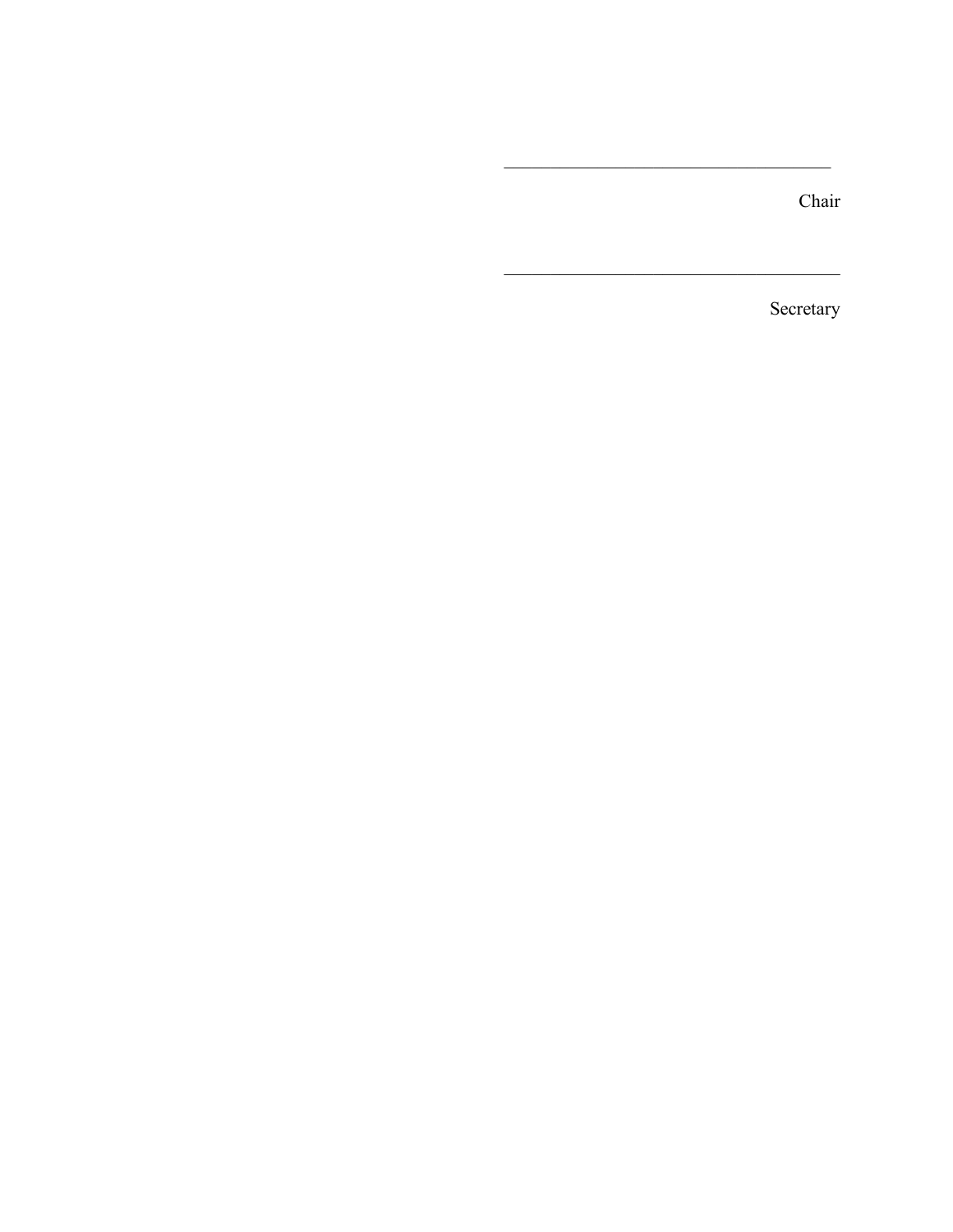\_\_\_\_\_\_\_\_\_\_\_\_\_\_\_\_\_\_\_\_\_\_\_\_\_\_\_\_\_\_\_\_\_\_\_\_\_\_

Chair

\_\_\_\_\_\_\_\_\_\_\_\_\_\_\_\_\_\_\_\_\_\_\_\_\_\_\_\_\_\_\_\_\_\_\_\_\_\_

Secretary